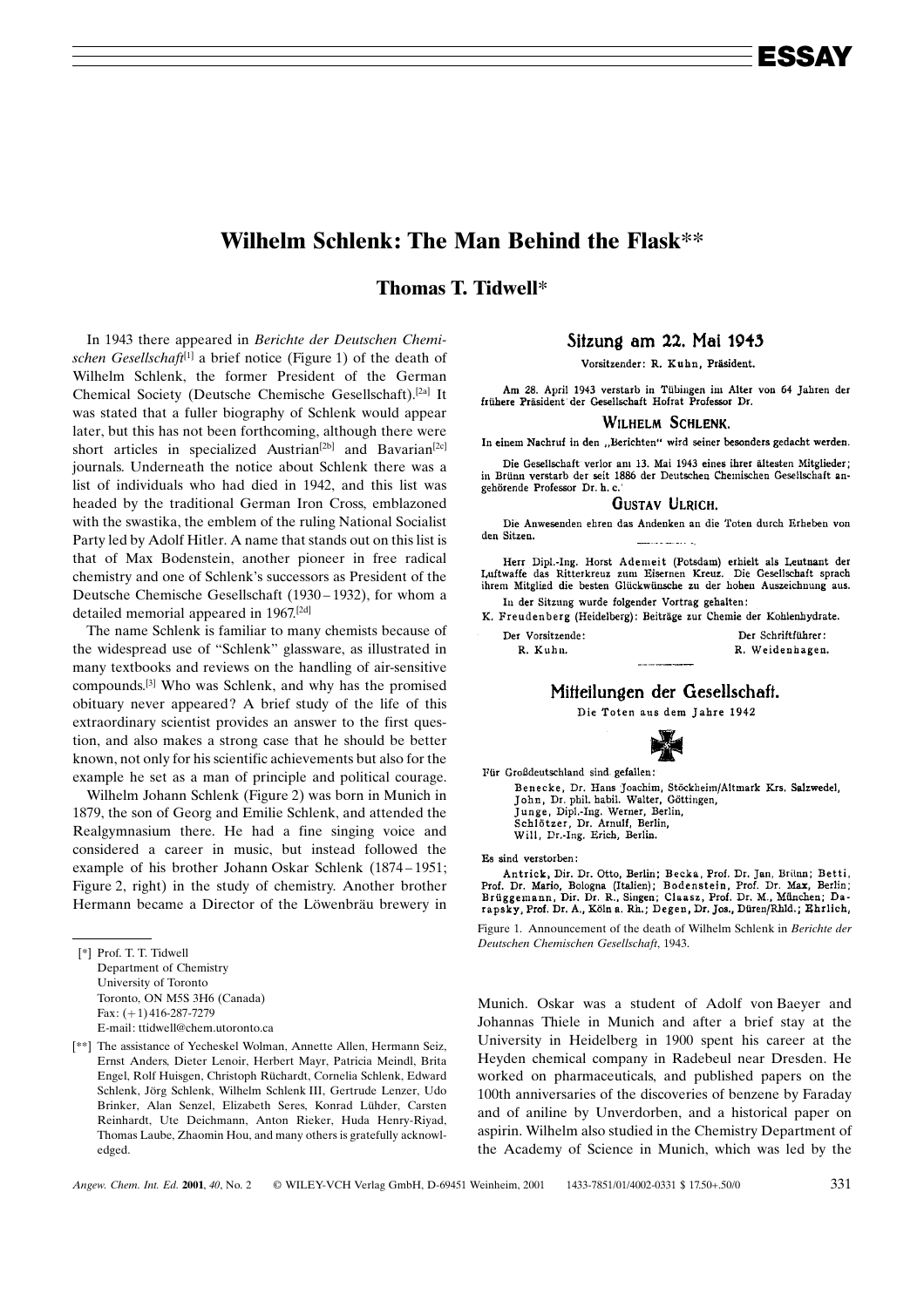# Wilhelm Schlenk: The Man Behind the Flask**

## Thomas T. Tidwell*

In 1943 there appeared in *Berichte der Deutschen Chemischen Gesellschaft*[1] a brief notice (Figure 1) of the death of Wilhelm Schlenk, the former President of the German Chemical Society (Deutsche Chemische Gesellschaft).[2a] It was stated that a fuller biography of Schlenk would appear later, but this has not been forthcoming, although there were short articles in specialized Austrian[2b] and Bavarian[2c] journals. Underneath the notice about Schlenk there was a list of individuals who had died in 1942, and this list was headed by the traditional German Iron Cross, emblazoned with the swastika, the emblem of the ruling National Socialist Party led by Adolf Hitler. A name that stands out on this list is that of Max Bodenstein, another pioneer in free radical chemistry and one of Schlenk's successors as President of the Deutsche Chemische Gesellschaft (1930–1932), for whom a detailed memorial appeared in 1967.[2d]

The name Schlenk is familiar to many chemists because of the widespread use of "Schlenk" glassware, as illustrated in many textbooks and reviews on the handling of air-sensitive compounds.[3] Who was Schlenk, and why has the promised obituary never appeared? A brief study of the life of this extraordinary scientist provides an answer to the first question, and also makes a strong case that he should be better known, not only for his scientific achievements but also for the example he set as a man of principle and political courage.

Wilhelm Johann Schlenk (Figure 2) was born in Munich in 1879, the son of Georg and Emilie Schlenk, and attended the Realgymnasium there. He had a fine singing voice and considered a career in music, but instead followed the example of his brother Johann Oskar Schlenk (1874–1951; Figure 2, right) in the study of chemistry. Another brother Hermann became a Director of the Löwenbräu brewery in Munich. Oskar was a student of Adolf von Baeyer and Johannas Thiele in Munich and after a brief stay at the University in Heidelberg in 1900 spent his career at the Heyden chemical company in Radebeul near Dresden. He worked on pharmaceuticals, and published papers on the 100th anniversaries of the discoveries of benzene by Faraday and of aniline by Unverdorben, and a historical paper on aspirin. Wilhelm also studied in the Chemistry Department of the Academy of Science in Munich, which was led by the

**Sitzung am 22. Mai 1943**

Vorsitzender: R. Kuhn, Präsident.

Am 28. April 1943 verstarb in Tübingen im Alter von 64 Jahren der frühere Präsident der Gesellschaft Hofrat Professor Dr.

**WILHELM SCHLENK.**

In einem Nachruf in den „Berichten" wird seiner besonders gedacht werden.

Die Gesellschaft verlor am 13. Mai 1943 eines ihrer ältesten Mitglieder; in Brünn verstarb der seit 1886 der Deutschen Chemischen Gesellschaft angehörende Professor Dr. h. c.

**GUSTAV ULRICH.**

Die Anwesenden ehren das Andenken an die Toten durch Erheben von den Sitzen.

Herr Dipl.-Ing. Horst Ademeit (Potsdam) erhielt als Leutnant der Luftwaffe das Ritterkreuz zum Eisernen Kreuz. Die Gesellschaft sprach ihrem Mitglied die besten Glückwünsche zu der hohen Auszeichnung aus.

In der Sitzung wurde folgender Vortrag gehalten:

K. Freudenberg (Heidelberg): Beiträge zur Chemie der Kohlenhydrate.

Der Vorsitzende: R. Kuhn. Der Schriftführer: R. Weidenhagen.

**Mitteilungen der Gesellschaft.**

Die Toten aus dem Jahre 1942

Für Großdeutschland sind gefallen:

Benecke, Dr. Hans Joachim, Stöckheim/Altmark Krs. Salzwedel,
John, Dr. phil. habil. Walter, Göttingen,
Junge, Dipl.-Ing. Werner, Berlin,
Schlötzer, Dr. Arnulf, Berlin,
Will, Dr.-Ing. Erich, Berlin.

Es sind verstorben:

Antrick, Dir. Dr. Otto, Berlin; Becka, Prof. Dr. Jan, Brünn; Betti, Prof. Dr. Mario, Bologna (Italien); Bodenstein, Prof. Dr. Max, Berlin; Brüggemann, Dir. Dr. R., Singen; Claasz, Prof. Dr. M., München; Darapsky, Prof. Dr. A., Köln a. Rh.; Degen, Dr. Jos., Düren/Rhld.; Ehrlich,

Figure 1. Announcement of the death of Wilhelm Schlenk in *Berichte der Deutschen Chemischen Gesellschaft*, 1943.

[*] Prof. T. T. Tidwell
Department of Chemistry
University of Toronto
Toronto, ON M5S 3H6 (Canada)
Fax: (+1) 416-287-7279
E-mail: ttidwell@chem.utoronto.ca

[**] The assistance of Yecheskel Wolman, Annette Allen, Hermann Seiz, Ernst Anders, Dieter Lenoir, Herbert Mayr, Patricia Meindl, Brita Engel, Rolf Huisgen, Christoph Rüchardt, Cornelia Schlenk, Edward Schlenk, Jörg Schlenk, Wilhelm Schlenk III, Gertrude Lenzer, Udo Brinker, Alan Senzel, Elizabeth Seres, Konrad Lühder, Carsten Reinhardt, Ute Deichmann, Anton Rieker, Huda Henry-Riyad, Thomas Laube, Zhaomin Hou, and many others is gratefully acknowledged.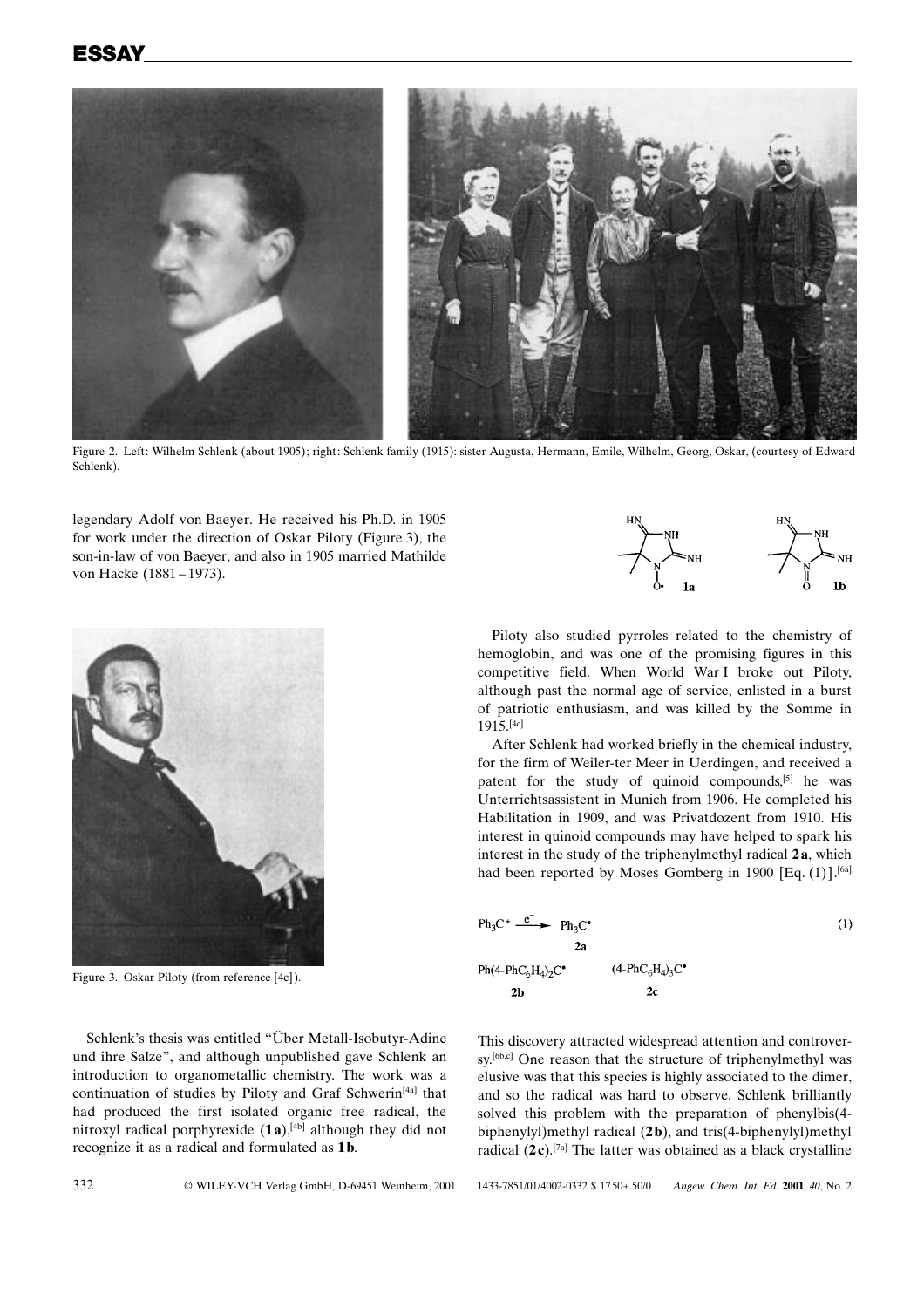Figure 2. Left: Wilhelm Schlenk (about 1905); right: Schlenk family (1915): sister Augusta, Hermann, Emile, Wilhelm, Georg, Oskar, (courtesy of Edward Schlenk).

legendary Adolf von Baeyer. He received his Ph.D. in 1905 for work under the direction of Oskar Piloty (Figure 3), the son-in-law of von Baeyer, and also in 1905 married Mathilde von Hacke (1881–1973).

Figure 3. Oskar Piloty (from reference [4c]).

Schlenk's thesis was entitled "Über Metall-Isobutyr-Adine und ihre Salze", and although unpublished gave Schlenk an introduction to organometallic chemistry. The work was a continuation of studies by Piloty and Graf Schwerin[4a] that had produced the first isolated organic free radical, the nitroxyl radical porphyrexide (**1a**),[4b] although they did not recognize it as a radical and formulated as **1b**.

Piloty also studied pyrroles related to the chemistry of hemoglobin, and was one of the promising figures in this competitive field. When World War I broke out Piloty, although past the normal age of service, enlisted in a burst of patriotic enthusiasm, and was killed by the Somme in 1915.[4c]

After Schlenk had worked briefly in the chemical industry, for the firm of Weiler-ter Meer in Uerdingen, and received a patent for the study of quinoid compounds,[5] he was Unterrichtsassistent in Munich from 1906. He completed his Habilitation in 1909, and was Privatdozent from 1910. His interest in quinoid compounds may have helped to spark his interest in the study of the triphenylmethyl radical **2a**, which had been reported by Moses Gomberg in 1900 [Eq. (1)].[6a]

$$Ph_3C^+ \xrightarrow{e^-} Ph_3C^\bullet \qquad (1)$$

**2a**

$Ph(4\text{-}PhC_6H_4)_2C^\bullet$ (**2b**) $\qquad (4\text{-}PhC_6H_4)_3C^\bullet$ (**2c**)

This discovery attracted widespread attention and controversy.[6b,c] One reason that the structure of triphenylmethyl was elusive was that this species is highly associated to the dimer, and so the radical was hard to observe. Schlenk brilliantly solved this problem with the preparation of phenylbis(4-biphenylyl)methyl radical (**2b**), and tris(4-biphenylyl)methyl radical (**2c**).[7a] The latter was obtained as a black crystalline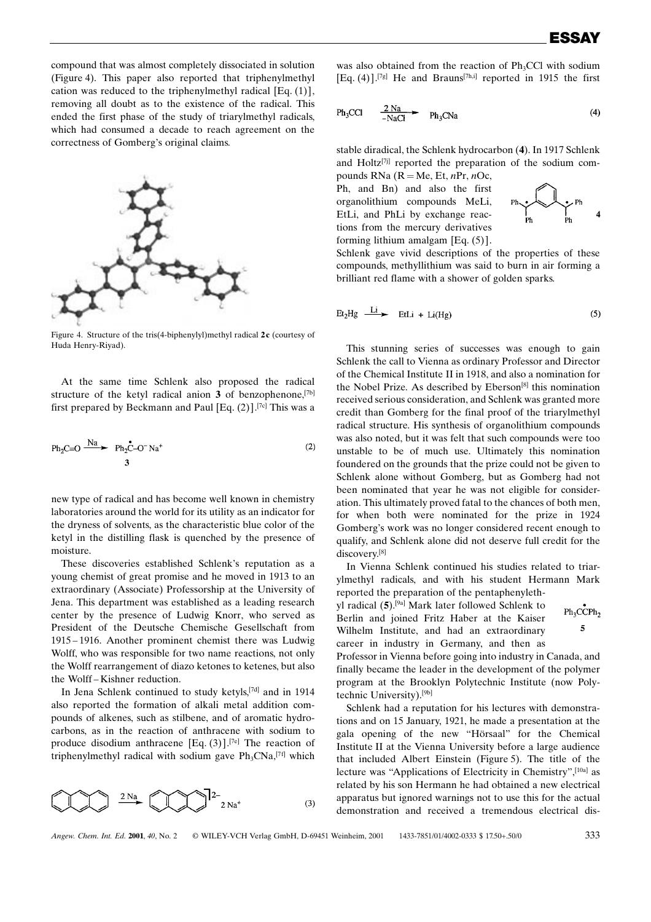compound that was almost completely dissociated in solution (Figure 4). This paper also reported that triphenylmethyl cation was reduced to the triphenylmethyl radical [Eq. (1)], removing all doubt as to the existence of the radical. This ended the first phase of the study of triarylmethyl radicals, which had consumed a decade to reach agreement on the correctness of Gomberg's original claims.

Figure 4. Structure of the tris(4-biphenylyl)methyl radical **2c** (courtesy of Huda Henry-Riyad).

At the same time Schlenk also proposed the radical structure of the ketyl radical anion **3** of benzophenone,[7b] first prepared by Beckmann and Paul [Eq. (2)].[7c] This was a

$$Ph_2C{=}O \xrightarrow{Na} Ph_2\dot{C}{-}O^-\,Na^+ \quad \textbf{3} \tag{2}$$

new type of radical and has become well known in chemistry laboratories around the world for its utility as an indicator for the dryness of solvents, as the characteristic blue color of the ketyl in the distilling flask is quenched by the presence of moisture.

These discoveries established Schlenk's reputation as a young chemist of great promise and he moved in 1913 to an extraordinary (Associate) Professorship at the University of Jena. This department was established as a leading research center by the presence of Ludwig Knorr, who served as President of the Deutsche Chemische Gesellschaft from 1915–1916. Another prominent chemist there was Ludwig Wolff, who was responsible for two name reactions, not only the Wolff rearrangement of diazo ketones to ketenes, but also the Wolff–Kishner reduction.

In Jena Schlenk continued to study ketyls,[7d] and in 1914 also reported the formation of alkali metal addition compounds of alkenes, such as stilbene, and of aromatic hydrocarbons, as in the reaction of anthracene with sodium to produce disodium anthracene [Eq. (3)].[7e] The reaction of triphenylmethyl radical with sodium gave $Ph_3CNa$,[7f] which

$$\text{anthracene} \xrightarrow{2\,Na} [\text{anthracene}]^{2-}\ 2\,Na^+ \tag{3}$$

was also obtained from the reaction of $Ph_3CCl$ with sodium [Eq. (4)].[7g] He and Brauns[7h,i] reported in 1915 the first

$$Ph_3CCl \xrightarrow[-NaCl]{2\,Na} Ph_3CNa \tag{4}$$

stable diradical, the Schlenk hydrocarbon (**4**). In 1917 Schlenk and Holtz[7j] reported the preparation of the sodium compounds RNa (R = Me, Et, *n*Pr, *n*Oc, Ph, and Bn) and also the first organolithium compounds MeLi, EtLi, and PhLi by exchange reactions from the mercury derivatives forming lithium amalgam [Eq. (5)]. Schlenk gave vivid descriptions of the properties of these compounds, methyllithium was said to burn in air forming a brilliant red flame with a shower of golden sparks.

$$Et_2Hg \xrightarrow{Li} EtLi + Li(Hg) \tag{5}$$

This stunning series of successes was enough to gain Schlenk the call to Vienna as ordinary Professor and Director of the Chemical Institute II in 1918, and also a nomination for the Nobel Prize. As described by Eberson[8] this nomination received serious consideration, and Schlenk was granted more credit than Gomberg for the final proof of the triarylmethyl radical structure. His synthesis of organolithium compounds was also noted, but it was felt that such compounds were too unstable to be of much use. Ultimately this nomination foundered on the grounds that the prize could not be given to Schlenk alone without Gomberg, but as Gomberg had not been nominated that year he was not eligible for consideration. This ultimately proved fatal to the chances of both men, for when both were nominated for the prize in 1924 Gomberg's work was no longer considered recent enough to qualify, and Schlenk alone did not deserve full credit for the discovery.[8]

In Vienna Schlenk continued his studies related to triarylmethyl radicals, and with his student Hermann Mark reported the preparation of the pentaphenylethyl radical (**5**).[9a] Mark later followed Schlenk to Berlin and joined Fritz Haber at the Kaiser Wilhelm Institute, and had an extraordinary career in industry in Germany, and then as Professor in Vienna before going into industry in Canada, and finally became the leader in the development of the polymer program at the Brooklyn Polytechnic Institute (now Polytechnic University).[9b]

$$Ph_3C\dot{C}Ph_2 \quad \textbf{5}$$

Schlenk had a reputation for his lectures with demonstrations and on 15 January, 1921, he made a presentation at the gala opening of the new "Hörsaal" for the Chemical Institute II at the Vienna University before a large audience that included Albert Einstein (Figure 5). The title of the lecture was "Applications of Electricity in Chemistry",[10a] as related by his son Hermann he had obtained a new electrical apparatus but ignored warnings not to use this for the actual demonstration and received a tremendous electrical dis-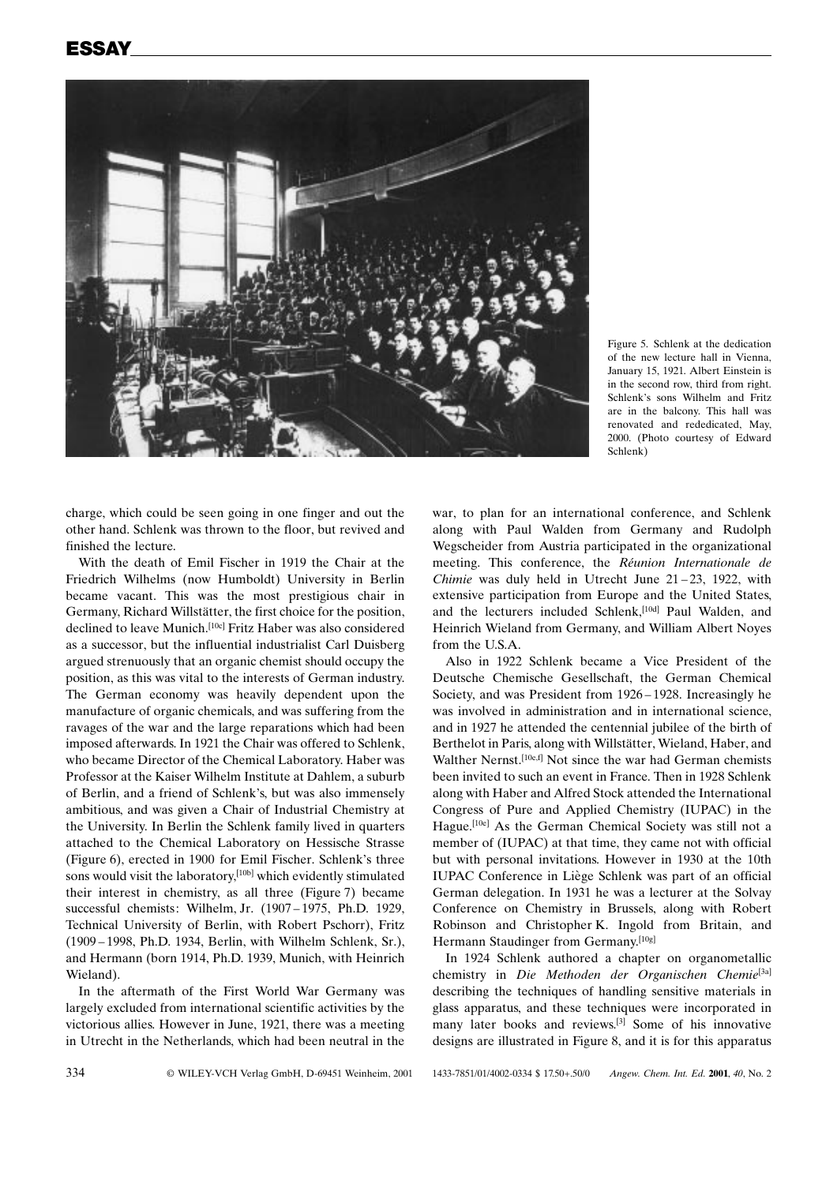Figure 5. Schlenk at the dedication of the new lecture hall in Vienna, January 15, 1921. Albert Einstein is in the second row, third from right. Schlenk's sons Wilhelm and Fritz are in the balcony. This hall was renovated and rededicated, May, 2000. (Photo courtesy of Edward Schlenk)

charge, which could be seen going in one finger and out the other hand. Schlenk was thrown to the floor, but revived and finished the lecture.

With the death of Emil Fischer in 1919 the Chair at the Friedrich Wilhelms (now Humboldt) University in Berlin became vacant. This was the most prestigious chair in Germany, Richard Willstätter, the first choice for the position, declined to leave Munich.[10c] Fritz Haber was also considered as a successor, but the influential industrialist Carl Duisberg argued strenuously that an organic chemist should occupy the position, as this was vital to the interests of German industry. The German economy was heavily dependent upon the manufacture of organic chemicals, and was suffering from the ravages of the war and the large reparations which had been imposed afterwards. In 1921 the Chair was offered to Schlenk, who became Director of the Chemical Laboratory. Haber was Professor at the Kaiser Wilhelm Institute at Dahlem, a suburb of Berlin, and a friend of Schlenk's, but was also immensely ambitious, and was given a Chair of Industrial Chemistry at the University. In Berlin the Schlenk family lived in quarters attached to the Chemical Laboratory on Hessische Strasse (Figure 6), erected in 1900 for Emil Fischer. Schlenk's three sons would visit the laboratory,[10b] which evidently stimulated their interest in chemistry, as all three (Figure 7) became successful chemists: Wilhelm, Jr. (1907–1975, Ph.D. 1929, Technical University of Berlin, with Robert Pschorr), Fritz (1909–1998, Ph.D. 1934, Berlin, with Wilhelm Schlenk, Sr.), and Hermann (born 1914, Ph.D. 1939, Munich, with Heinrich Wieland).

In the aftermath of the First World War Germany was largely excluded from international scientific activities by the victorious allies. However in June, 1921, there was a meeting in Utrecht in the Netherlands, which had been neutral in the war, to plan for an international conference, and Schlenk along with Paul Walden from Germany and Rudolph Wegscheider from Austria participated in the organizational meeting. This conference, the *Réunion Internationale de Chimie* was duly held in Utrecht June 21–23, 1922, with extensive participation from Europe and the United States, and the lecturers included Schlenk,[10d] Paul Walden, and Heinrich Wieland from Germany, and William Albert Noyes from the U.S.A.

Also in 1922 Schlenk became a Vice President of the Deutsche Chemische Gesellschaft, the German Chemical Society, and was President from 1926–1928. Increasingly he was involved in administration and in international science, and in 1927 he attended the centennial jubilee of the birth of Berthelot in Paris, along with Willstätter, Wieland, Haber, and Walther Nernst.[10e,f] Not since the war had German chemists been invited to such an event in France. Then in 1928 Schlenk along with Haber and Alfred Stock attended the International Congress of Pure and Applied Chemistry (IUPAC) in the Hague.[10e] As the German Chemical Society was still not a member of (IUPAC) at that time, they came not with official but with personal invitations. However in 1930 at the 10th IUPAC Conference in Liège Schlenk was part of an official German delegation. In 1931 he was a lecturer at the Solvay Conference on Chemistry in Brussels, along with Robert Robinson and Christopher K. Ingold from Britain, and Hermann Staudinger from Germany.[10g]

In 1924 Schlenk authored a chapter on organometallic chemistry in *Die Methoden der Organischen Chemie*[3a] describing the techniques of handling sensitive materials in glass apparatus, and these techniques were incorporated in many later books and reviews.[3] Some of his innovative designs are illustrated in Figure 8, and it is for this apparatus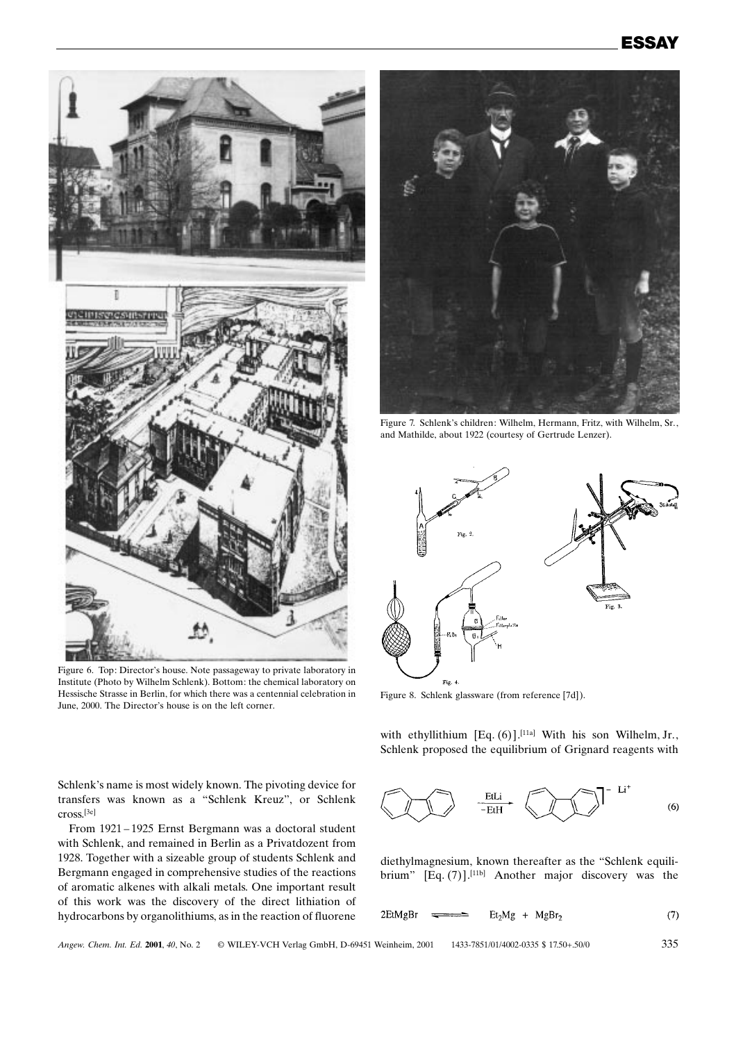Figure 6. Top: Director's house. Note passageway to private laboratory in Institute (Photo by Wilhelm Schlenk). Bottom: the chemical laboratory on Hessische Strasse in Berlin, for which there was a centennial celebration in June, 2000. The Director's house is on the left corner.

Figure 7. Schlenk's children: Wilhelm, Hermann, Fritz, with Wilhelm, Sr., and Mathilde, about 1922 (courtesy of Gertrude Lenzer).

Figure 8. Schlenk glassware (from reference [7d]).

Schlenk's name is most widely known. The pivoting device for transfers was known as a "Schlenk Kreuz", or Schlenk cross.[3c]

From 1921–1925 Ernst Bergmann was a doctoral student with Schlenk, and remained in Berlin as a Privatdozent from 1928. Together with a sizeable group of students Schlenk and Bergmann engaged in comprehensive studies of the reactions of aromatic alkenes with alkali metals. One important result of this work was the discovery of the direct lithiation of hydrocarbons by organolithiums, as in the reaction of fluorene with ethyllithium [Eq. (6)].[11a] With his son Wilhelm, Jr., Schlenk proposed the equilibrium of Grignard reagents with diethylmagnesium, known thereafter as the "Schlenk equilibrium" [Eq. (7)].[11b] Another major discovery was the

$$\text{fluorene} \xrightarrow[-\text{EtH}]{\text{EtLi}} [\text{fluorenyl}]^- \, Li^+ \qquad (6)$$

$$2EtMgBr \rightleftharpoons Et_2Mg + MgBr_2 \qquad (7)$$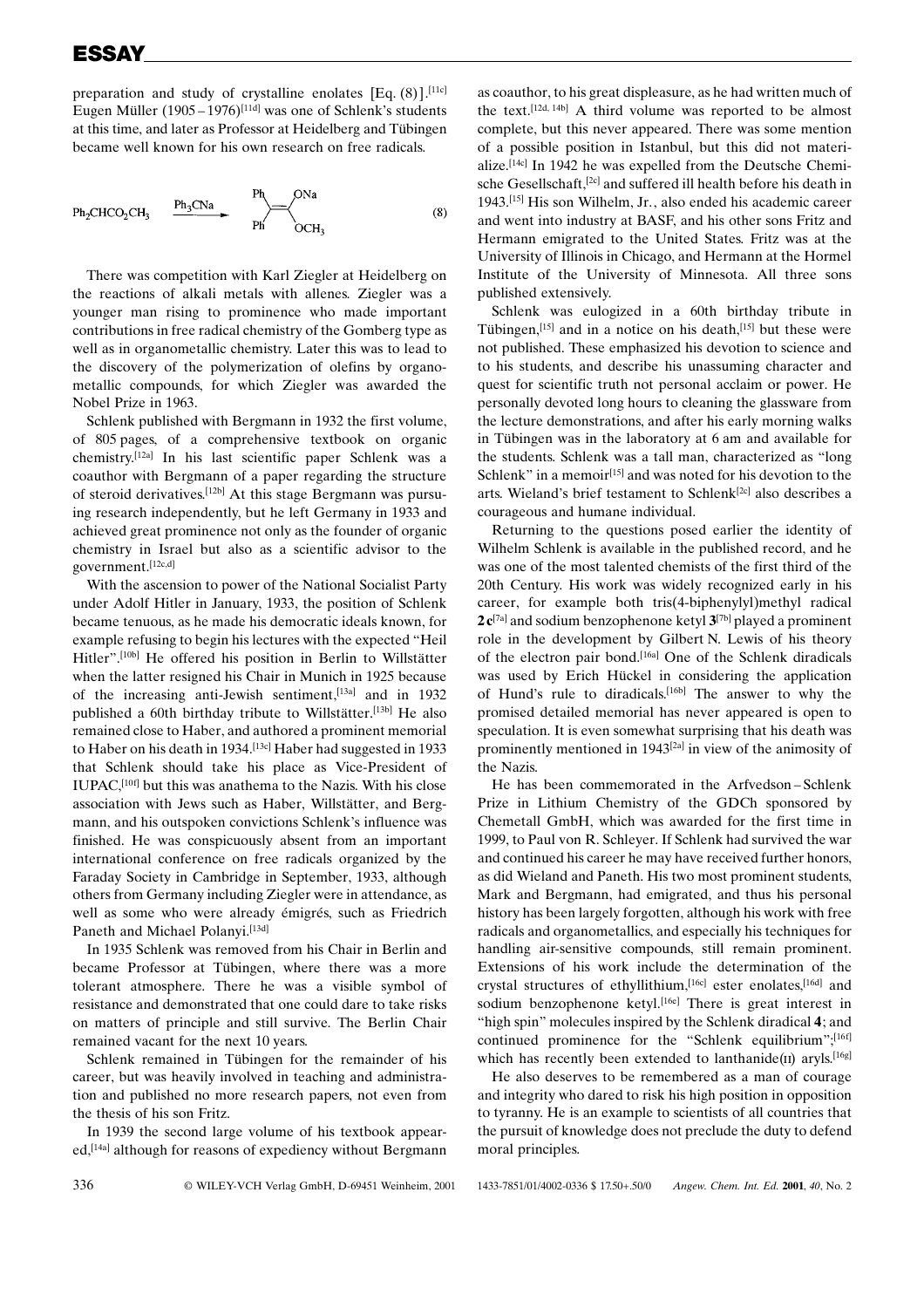preparation and study of crystalline enolates [Eq. (8)].[11c] Eugen Müller (1905–1976)[11d] was one of Schlenk's students at this time, and later as Professor at Heidelberg and Tübingen became well known for his own research on free radicals.

$$Ph_2CHCO_2CH_3 \xrightarrow{Ph_3CNa} Ph_2C{=}C(ONa)(OCH_3) \quad (8)$$

There was competition with Karl Ziegler at Heidelberg on the reactions of alkali metals with allenes. Ziegler was a younger man rising to prominence who made important contributions in free radical chemistry of the Gomberg type as well as in organometallic chemistry. Later this was to lead to the discovery of the polymerization of olefins by organometallic compounds, for which Ziegler was awarded the Nobel Prize in 1963.

Schlenk published with Bergmann in 1932 the first volume, of 805 pages, of a comprehensive textbook on organic chemistry.[12a] In his last scientific paper Schlenk was a coauthor with Bergmann of a paper regarding the structure of steroid derivatives.[12b] At this stage Bergmann was pursuing research independently, but he left Germany in 1933 and achieved great prominence not only as the founder of organic chemistry in Israel but also as a scientific advisor to the government.[12c,d]

With the ascension to power of the National Socialist Party under Adolf Hitler in January, 1933, the position of Schlenk became tenuous, as he made his democratic ideals known, for example refusing to begin his lectures with the expected "Heil Hitler".[10b] He offered his position in Berlin to Willstätter when the latter resigned his Chair in Munich in 1925 because of the increasing anti-Jewish sentiment,[13a] and in 1932 published a 60th birthday tribute to Willstätter.[13b] He also remained close to Haber, and authored a prominent memorial to Haber on his death in 1934.[13c] Haber had suggested in 1933 that Schlenk should take his place as Vice-President of IUPAC,[10f] but this was anathema to the Nazis. With his close association with Jews such as Haber, Willstätter, and Bergmann, and his outspoken convictions Schlenk's influence was finished. He was conspicuously absent from an important international conference on free radicals organized by the Faraday Society in Cambridge in September, 1933, although others from Germany including Ziegler were in attendance, as well as some who were already émigrés, such as Friedrich Paneth and Michael Polanyi.[13d]

In 1935 Schlenk was removed from his Chair in Berlin and became Professor at Tübingen, where there was a more tolerant atmosphere. There he was a visible symbol of resistance and demonstrated that one could dare to take risks on matters of principle and still survive. The Berlin Chair remained vacant for the next 10 years.

Schlenk remained in Tübingen for the remainder of his career, but was heavily involved in teaching and administration and published no more research papers, not even from the thesis of his son Fritz.

In 1939 the second large volume of his textbook appeared,[14a] although for reasons of expediency without Bergmann as coauthor, to his great displeasure, as he had written much of the text.[12d, 14b] A third volume was reported to be almost complete, but this never appeared. There was some mention of a possible position in Istanbul, but this did not materialize.[14c] In 1942 he was expelled from the Deutsche Chemische Gesellschaft,[2c] and suffered ill health before his death in 1943.[15] His son Wilhelm, Jr., also ended his academic career and went into industry at BASF, and his other sons Fritz and Hermann emigrated to the United States. Fritz was at the University of Illinois in Chicago, and Hermann at the Hormel Institute of the University of Minnesota. All three sons published extensively.

Schlenk was eulogized in a 60th birthday tribute in Tübingen,[15] and in a notice on his death,[15] but these were not published. These emphasized his devotion to science and to his students, and describe his unassuming character and quest for scientific truth not personal acclaim or power. He personally devoted long hours to cleaning the glassware from the lecture demonstrations, and after his early morning walks in Tübingen was in the laboratory at 6 am and available for the students. Schlenk was a tall man, characterized as "long Schlenk" in a memoir[15] and was noted for his devotion to the arts. Wieland's brief testament to Schlenk[2c] also describes a courageous and humane individual.

Returning to the questions posed earlier the identity of Wilhelm Schlenk is available in the published record, and he was one of the most talented chemists of the first third of the 20th Century. His work was widely recognized early in his career, for example both tris(4-biphenylyl)methyl radical **2c**[7a] and sodium benzophenone ketyl **3**[7b] played a prominent role in the development by Gilbert N. Lewis of his theory of the electron pair bond.[16a] One of the Schlenk diradicals was used by Erich Hückel in considering the application of Hund's rule to diradicals.[16b] The answer to why the promised detailed memorial has never appeared is open to speculation. It is even somewhat surprising that his death was prominently mentioned in 1943[2a] in view of the animosity of the Nazis.

He has been commemorated in the Arfvedson–Schlenk Prize in Lithium Chemistry of the GDCh sponsored by Chemetall GmbH, which was awarded for the first time in 1999, to Paul von R. Schleyer. If Schlenk had survived the war and continued his career he may have received further honors, as did Wieland and Paneth. His two most prominent students, Mark and Bergmann, had emigrated, and thus his personal history has been largely forgotten, although his work with free radicals and organometallics, and especially his techniques for handling air-sensitive compounds, still remain prominent. Extensions of his work include the determination of the crystal structures of ethyllithium,[16c] ester enolates,[16d] and sodium benzophenone ketyl.[16e] There is great interest in "high spin" molecules inspired by the Schlenk diradical **4**; and continued prominence for the "Schlenk equilibrium";[16f] which has recently been extended to lanthanide(II) aryls.[16g]

He also deserves to be remembered as a man of courage and integrity who dared to risk his high position in opposition to tyranny. He is an example to scientists of all countries that the pursuit of knowledge does not preclude the duty to defend moral principles.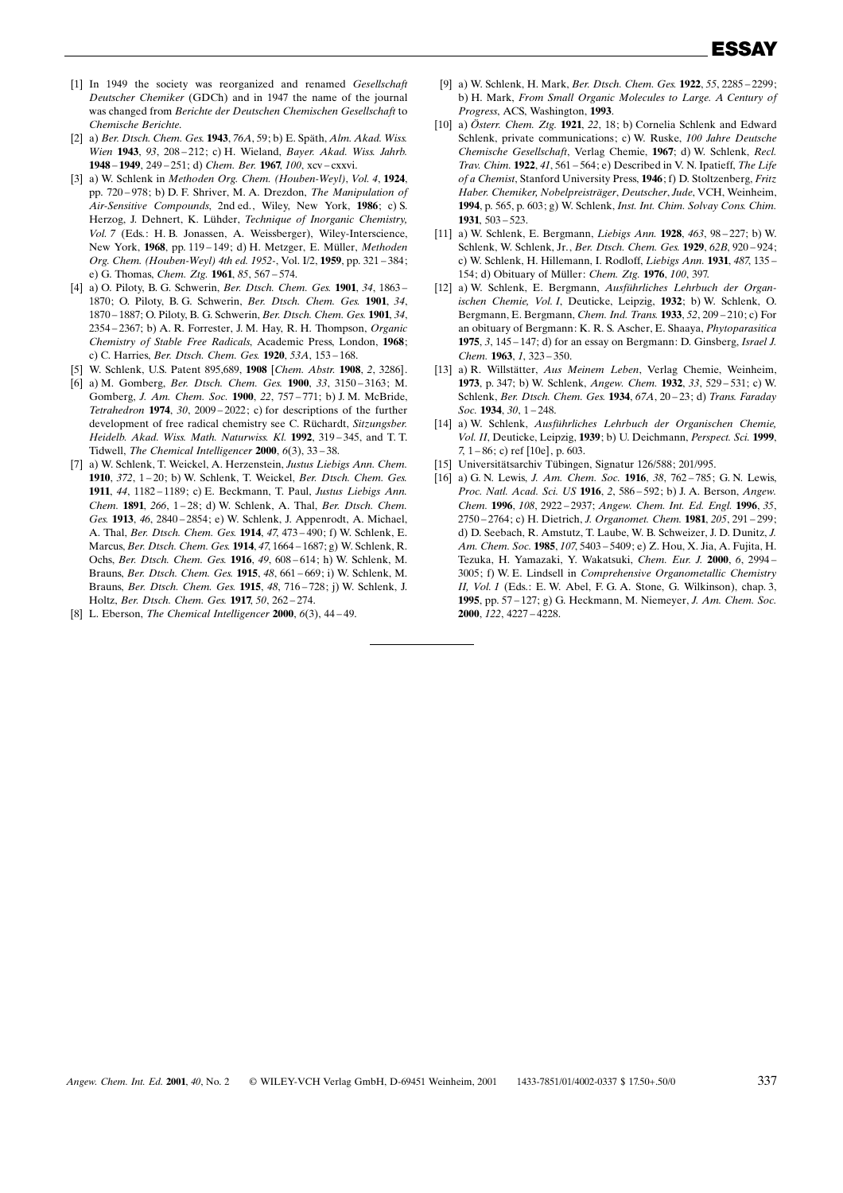[1] In 1949 the society was reorganized and renamed *Gesellschaft Deutscher Chemiker* (GDCh) and in 1947 the name of the journal was changed from *Berichte der Deutschen Chemischen Gesellschaft* to *Chemische Berichte*.

[2] a) *Ber. Dtsch. Chem. Ges.* **1943**, *76A*, 59; b) E. Späth, *Alm. Akad. Wiss. Wien* **1943**, *93*, 208–212; c) H. Wieland, *Bayer. Akad. Wiss. Jahrb.* **1948–1949**, 249–251; d) *Chem. Ber.* **1967**, *100*, xcv–cxxvi.

[3] a) W. Schlenk in *Methoden Org. Chem. (Houben-Weyl)*, *Vol. 4*, **1924**, pp. 720–978; b) D. F. Shriver, M. A. Drezdon, *The Manipulation of Air-Sensitive Compounds*, 2nd ed., Wiley, New York, **1986**; c) S. Herzog, J. Dehnert, K. Lühder, *Technique of Inorganic Chemistry, Vol. 7* (Eds.: H. B. Jonassen, A. Weissberger), Wiley-Interscience, New York, **1968**, pp. 119–149; d) H. Metzger, E. Müller, *Methoden Org. Chem. (Houben-Weyl) 4th ed. 1952-*, Vol. I/2, **1959**, pp. 321–384; e) G. Thomas, *Chem. Ztg.* **1961**, *85*, 567–574.

[4] a) O. Piloty, B. G. Schwerin, *Ber. Dtsch. Chem. Ges.* **1901**, *34*, 1863–1870; O. Piloty, B. G. Schwerin, *Ber. Dtsch. Chem. Ges.* **1901**, *34*, 1870–1887; O. Piloty, B. G. Schwerin, *Ber. Dtsch. Chem. Ges.* **1901**, *34*, 2354–2367; b) A. R. Forrester, J. M. Hay, R. H. Thompson, *Organic Chemistry of Stable Free Radicals*, Academic Press, London, **1968**; c) C. Harries, *Ber. Dtsch. Chem. Ges.* **1920**, *53A*, 153–168.

[5] W. Schlenk, U.S. Patent 895,689, **1908** [*Chem. Abstr.* **1908**, *2*, 3286].

[6] a) M. Gomberg, *Ber. Dtsch. Chem. Ges.* **1900**, *33*, 3150–3163; M. Gomberg, *J. Am. Chem. Soc.* **1900**, *22*, 757–771; b) J. M. McBride, *Tetrahedron* **1974**, *30*, 2009–2022; c) for descriptions of the further development of free radical chemistry see C. Rüchardt, *Sitzungsber. Heidelb. Akad. Wiss. Math. Naturwiss. Kl.* **1992**, 319–345, and T. T. Tidwell, *The Chemical Intelligencer* **2000**, *6*(3), 33–38.

[7] a) W. Schlenk, T. Weickel, A. Herzenstein, *Justus Liebigs Ann. Chem.* **1910**, *372*, 1–20; b) W. Schlenk, T. Weickel, *Ber. Dtsch. Chem. Ges.* **1911**, *44*, 1182–1189; c) E. Beckmann, T. Paul, *Justus Liebigs Ann. Chem.* **1891**, *266*, 1–28; d) W. Schlenk, A. Thal, *Ber. Dtsch. Chem. Ges.* **1913**, *46*, 2840–2854; e) W. Schlenk, J. Appenrodt, A. Michael, A. Thal, *Ber. Dtsch. Chem. Ges.* **1914**, *47*, 473–490; f) W. Schlenk, E. Marcus, *Ber. Dtsch. Chem. Ges.* **1914**, *47*, 1664–1687; g) W. Schlenk, R. Ochs, *Ber. Dtsch. Chem. Ges.* **1916**, *49*, 608–614; h) W. Schlenk, M. Brauns, *Ber. Dtsch. Chem. Ges.* **1915**, *48*, 661–669; i) W. Schlenk, M. Brauns, *Ber. Dtsch. Chem. Ges.* **1915**, *48*, 716–728; j) W. Schlenk, J. Holtz, *Ber. Dtsch. Chem. Ges.* **1917**, *50*, 262–274.

[8] L. Eberson, *The Chemical Intelligencer* **2000**, *6*(3), 44–49.

[9] a) W. Schlenk, H. Mark, *Ber. Dtsch. Chem. Ges.* **1922**, *55*, 2285–2299; b) H. Mark, *From Small Organic Molecules to Large. A Century of Progress*, ACS, Washington, **1993**.

[10] a) *Österr. Chem. Ztg.* **1921**, *22*, 18; b) Cornelia Schlenk and Edward Schlenk, private communications; c) W. Ruske, *100 Jahre Deutsche Chemische Gesellschaft*, Verlag Chemie, **1967**; d) W. Schlenk, *Recl. Trav. Chim.* **1922**, *41*, 561–564; e) Described in V. N. Ipatieff, *The Life of a Chemist*, Stanford University Press, **1946**; f) D. Stoltzenberg, *Fritz Haber. Chemiker, Nobelpreisträger, Deutscher, Jude*, VCH, Weinheim, **1994**, p. 565, p. 603; g) W. Schlenk, *Inst. Int. Chim. Solvay Cons. Chim.* **1931**, 503–523.

[11] a) W. Schlenk, E. Bergmann, *Liebigs Ann.* **1928**, *463*, 98–227; b) W. Schlenk, W. Schlenk, Jr., *Ber. Dtsch. Chem. Ges.* **1929**, *62B*, 920–924; c) W. Schlenk, H. Hillemann, I. Rodloff, *Liebigs Ann.* **1931**, *487*, 135–154; d) Obituary of Müller: *Chem. Ztg.* **1976**, *100*, 397.

[12] a) W. Schlenk, E. Bergmann, *Ausführliches Lehrbuch der Organischen Chemie, Vol. I*, Deuticke, Leipzig, **1932**; b) W. Schlenk, O. Bergmann, E. Bergmann, *Chem. Ind. Trans.* **1933**, *52*, 209–210; c) For an obituary of Bergmann: K. R. S. Ascher, E. Shaaya, *Phytoparasitica* **1975**, *3*, 145–147; d) for an essay on Bergmann: D. Ginsberg, *Israel J. Chem.* **1963**, *1*, 323–350.

[13] a) R. Willstätter, *Aus Meinem Leben*, Verlag Chemie, Weinheim, **1973**, p. 347; b) W. Schlenk, *Angew. Chem.* **1932**, *33*, 529–531; c) W. Schlenk, *Ber. Dtsch. Chem. Ges.* **1934**, *67A*, 20–23; d) *Trans. Faraday Soc.* **1934**, *30*, 1–248.

[14] a) W. Schlenk, *Ausführliches Lehrbuch der Organischen Chemie, Vol. II*, Deuticke, Leipzig, **1939**; b) U. Deichmann, *Perspect. Sci.* **1999**, *7*, 1–86; c) ref [10e], p. 603.

[15] Universitätsarchiv Tübingen, Signatur 126/588; 201/995.

[16] a) G. N. Lewis, *J. Am. Chem. Soc.* **1916**, *38*, 762–785; G. N. Lewis, *Proc. Natl. Acad. Sci. US* **1916**, *2*, 586–592; b) J. A. Berson, *Angew. Chem.* **1996**, *108*, 2922–2937; *Angew. Chem. Int. Ed. Engl.* **1996**, *35*, 2750–2764; c) H. Dietrich, *J. Organomet. Chem.* **1981**, *205*, 291–299; d) D. Seebach, R. Amstutz, T. Laube, W. B. Schweizer, J. D. Dunitz, *J. Am. Chem. Soc.* **1985**, *107*, 5403–5409; e) Z. Hou, X. Jia, A. Fujita, H. Tezuka, H. Yamazaki, Y. Wakatsuki, *Chem. Eur. J.* **2000**, *6*, 2994–3005; f) W. E. Lindsell in *Comprehensive Organometallic Chemistry II, Vol. 1* (Eds.: E. W. Abel, F. G. A. Stone, G. Wilkinson), chap. 3, **1995**, pp. 57–127; g) G. Heckmann, M. Niemeyer, *J. Am. Chem. Soc.* **2000**, *122*, 4227–4228.